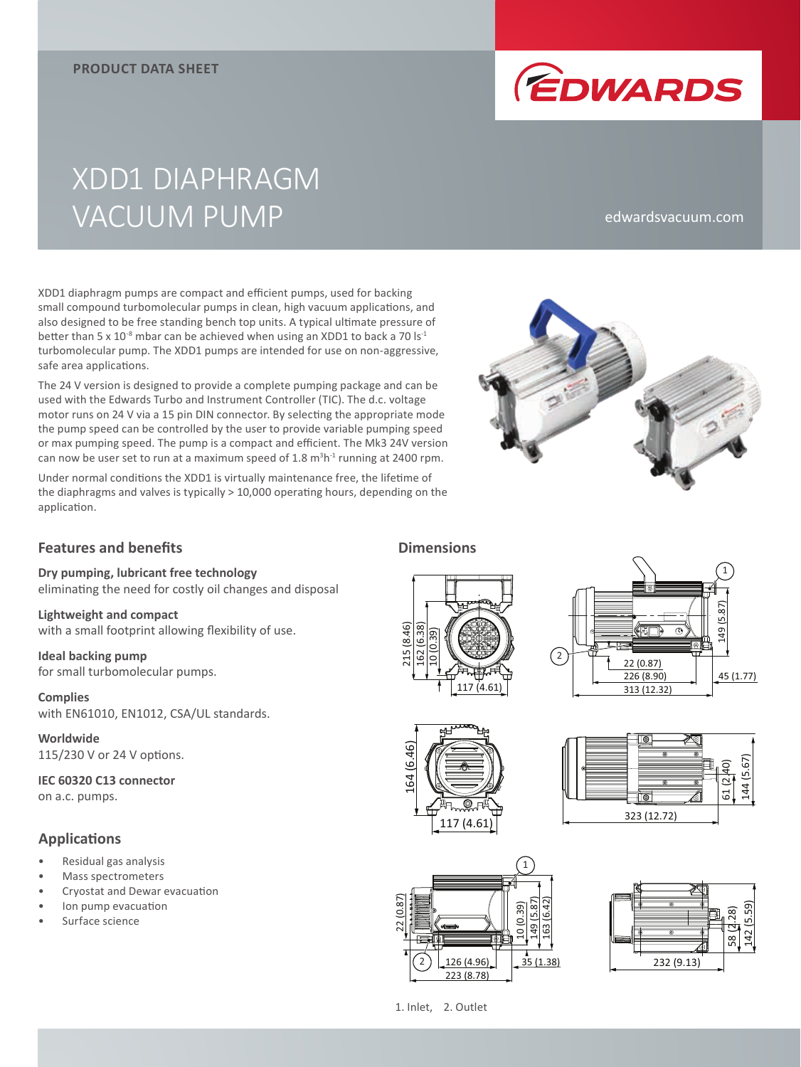PRODUCT DATA SHEET

# XDD1 DIAPHRAGM VACUUM PUMP

edwardsvacuum.com

XDD1 diaphragm pumps are compact and efficient pumps, used for backing small compound turbomolecular pumps in clean, high vacuum applications, and also designed to be free standing bench top units. A typical ultimate pressure of better than 5 x $10^{-8}$ mbar can be achieved when using an XDD1 to back a 70 $ls^{-1}$ turbomolecular pump. The XDD1 pumps are intended for use on non-aggressive, safe area applications.

The 24 V version is designed to provide a complete pumping package and can be used with the Edwards Turbo and Instrument Controller (TIC). The d.c. voltage motor runs on 24 V via a 15 pin DIN connector. By selecting the appropriate mode the pump speed can be controlled by the user to provide variable pumping speed or max pumping speed. The pump is a compact and efficient. The Mk3 24V version can now be user set to run at a maximum speed of 1.8 $m^3h^{-1}$ running at 2400 rpm.

Under normal conditions the XDD1 is virtually maintenance free, the lifetime of the diaphragms and valves is typically > 10,000 operating hours, depending on the application.

## Features and benefits

**Dry pumping, lubricant free technology**
eliminating the need for costly oil changes and disposal

**Lightweight and compact**
with a small footprint allowing flexibility of use.

**Ideal backing pump**
for small turbomolecular pumps.

**Complies**
with EN61010, EN1012, CSA/UL standards.

**Worldwide**
115/230 V or 24 V options.

**IEC 60320 C13 connector**
on a.c. pumps.

## Applications

- Residual gas analysis
- Mass spectrometers
- Cryostat and Dewar evacuation
- Ion pump evacuation
- Surface science

## Dimensions

215 (8.46), 162 (6.38), 10 (0.39), 117 (4.61)

149 (5.87), 22 (0.87), 226 (8.90), 313 (12.32), 45 (1.77)

164 (6.46), 117 (4.61)

61 (2.40), 144 (5.67), 323 (12.72)

22 (0.87), 10 (0.39), 149 (5.87), 163 (6.42), 126 (4.96), 223 (8.78), 35 (1.38)

58 (2.28), 142 (5.59), 232 (9.13)

1. Inlet, 2. Outlet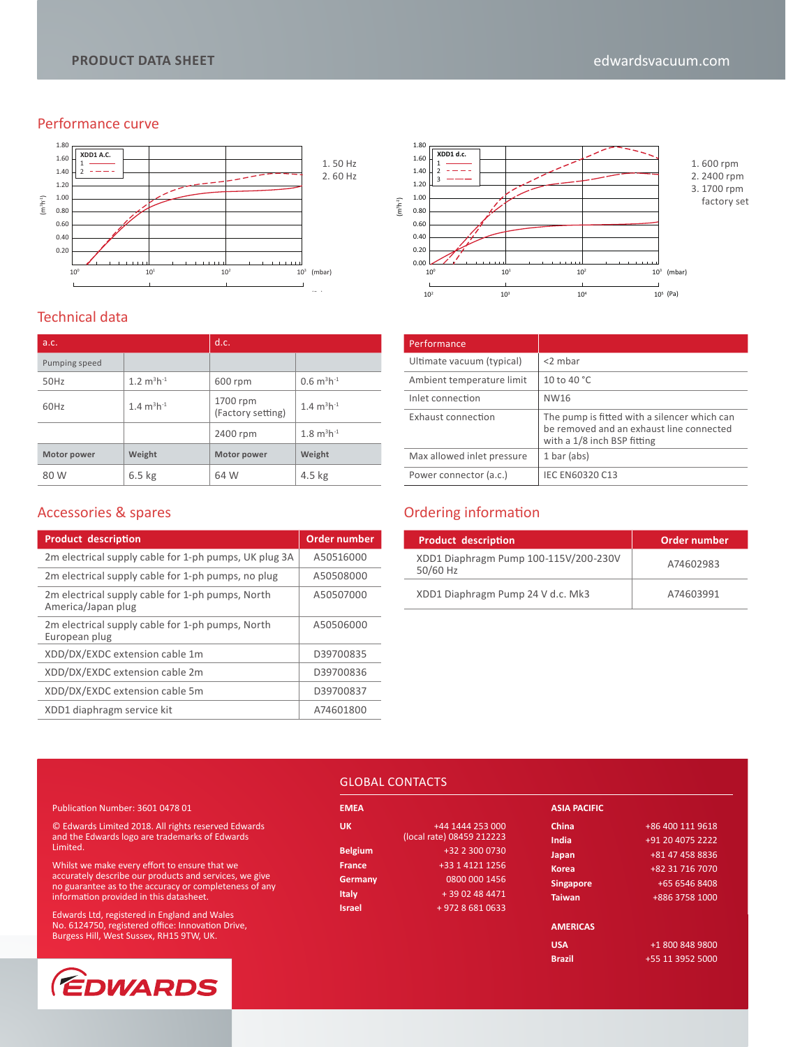## Performance curve

XDD1 A.C.
1
2

1.80
1.60
1.40
1.20
1.00
0.80
0.60
0.40
0.20

($m^3h^{-1}$)

$10^0$ $10^1$ $10^2$ $10^3$ (mbar)

1. 50 Hz
2. 60 Hz

XDD1 d.c.
1
2
3

1.80
1.60
1.40
1.20
1.00
0.80
0.60
0.40
0.20
0.00

($m^3h^{-1}$)

$10^0$ $10^1$ $10^2$ $10^3$ (mbar)

$10^2$ $10^3$ $10^4$ $10^5$ (Pa)

1. 600 rpm
2. 2400 rpm
3. 1700 rpm factory set

## Technical data

| a.c. | | d.c. | |
|---|---|---|---|
| Pumping speed | | | |
| 50Hz | 1.2 $m^3h^{-1}$ | 600 rpm | 0.6 $m^3h^{-1}$ |
| 60Hz | 1.4 $m^3h^{-1}$ | 1700 rpm (Factory setting) | 1.4 $m^3h^{-1}$ |
| | | 2400 rpm | 1.8 $m^3h^{-1}$ |
| **Motor power** | **Weight** | **Motor power** | **Weight** |
| 80 W | 6.5 kg | 64 W | 4.5 kg |

| Performance | |
|---|---|
| Ultimate vacuum (typical) | <2 mbar |
| Ambient temperature limit | 10 to 40 °C |
| Inlet connection | NW16 |
| Exhaust connection | The pump is fitted with a silencer which can be removed and an exhaust line connected with a 1/8 inch BSP fitting |
| Max allowed inlet pressure | 1 bar (abs) |
| Power connector (a.c.) | IEC EN60320 C13 |

## Accessories & spares

| Product description | Order number |
|---|---|
| 2m electrical supply cable for 1-ph pumps, UK plug 3A | A50516000 |
| 2m electrical supply cable for 1-ph pumps, no plug | A50508000 |
| 2m electrical supply cable for 1-ph pumps, North America/Japan plug | A50507000 |
| 2m electrical supply cable for 1-ph pumps, North European plug | A50506000 |
| XDD/DX/EXDC extension cable 1m | D39700835 |
| XDD/DX/EXDC extension cable 2m | D39700836 |
| XDD/DX/EXDC extension cable 5m | D39700837 |
| XDD1 diaphragm service kit | A74601800 |

## Ordering information

| Product description | Order number |
|---|---|
| XDD1 Diaphragm Pump 100-115V/200-230V 50/60 Hz | A74602983 |
| XDD1 Diaphragm Pump 24 V d.c. Mk3 | A74603991 |

Publication Number: 3601 0478 01

© Edwards Limited 2018. All rights reserved Edwards and the Edwards logo are trademarks of Edwards Limited.

Whilst we make every effort to ensure that we accurately describe our products and services, we give no guarantee as to the accuracy or completeness of any information provided in this datasheet.

Edwards Ltd, registered in England and Wales No. 6124750, registered office: Innovation Drive, Burgess Hill, West Sussex, RH15 9TW, UK.

## GLOBAL CONTACTS

**EMEA**

| | |
|---|---|
| **UK** | +44 1444 253 000 (local rate) 08459 212223 |
| **Belgium** | +32 2 300 0730 |
| **France** | +33 1 4121 1256 |
| **Germany** | 0800 000 1456 |
| **Italy** | + 39 02 48 4471 |
| **Israel** | + 972 8 681 0633 |

**ASIA PACIFIC**

| | |
|---|---|
| **China** | +86 400 111 9618 |
| **India** | +91 20 4075 2222 |
| **Japan** | +81 47 458 8836 |
| **Korea** | +82 31 716 7070 |
| **Singapore** | +65 6546 8408 |
| **Taiwan** | +886 3758 1000 |

**AMERICAS**

| | |
|---|---|
| **USA** | +1 800 848 9800 |
| **Brazil** | +55 11 3952 5000 |

EDWARDS